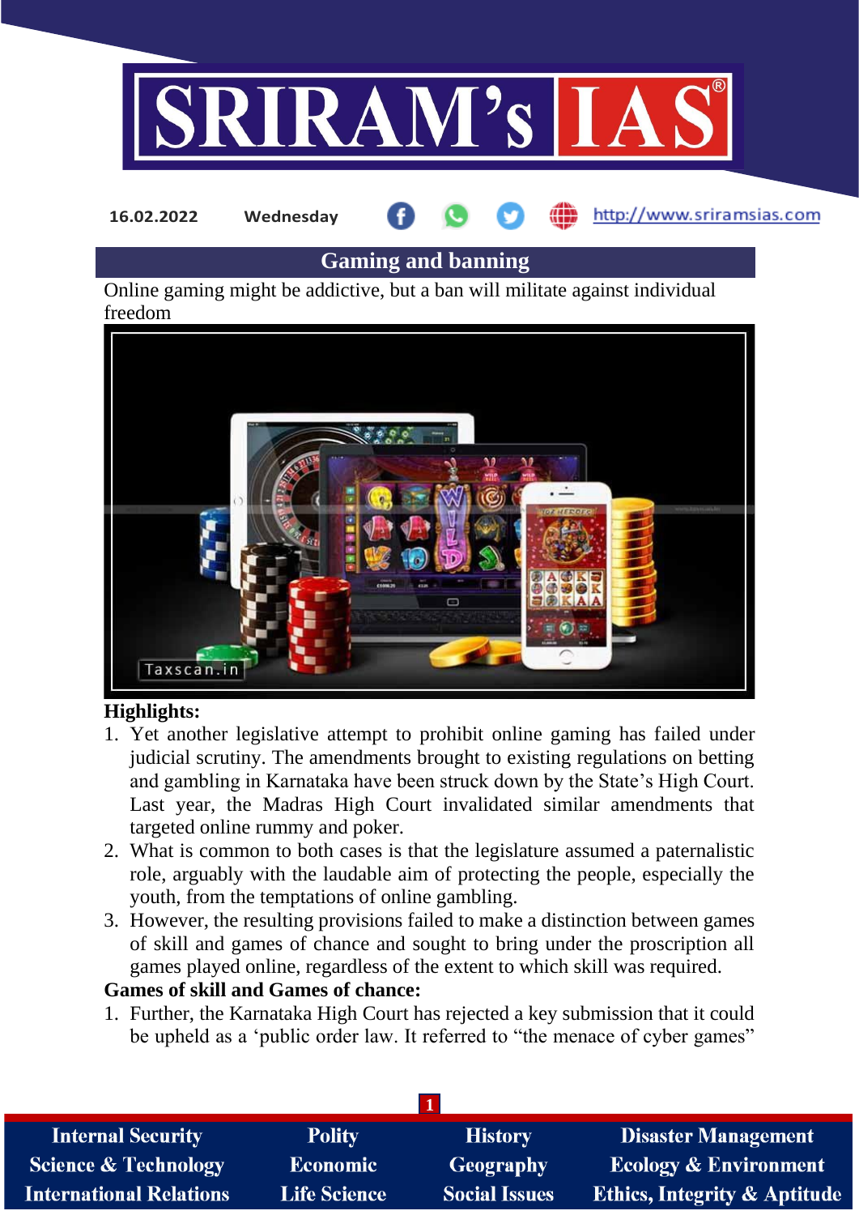16.02.2022 Wednesday http://www.sriramsias.com

# Gaming and banning

Online gaming might be addictive, but a ban will militate against individual freedom

**Highlights:**

1. Yet another legislative attempt to prohibit online gaming has failed under judicial scrutiny. The amendments brought to existing regulations on betting and gambling in Karnataka have been struck down by the State's High Court. Last year, the Madras High Court invalidated similar amendments that targeted online rummy and poker.
2. What is common to both cases is that the legislature assumed a paternalistic role, arguably with the laudable aim of protecting the people, especially the youth, from the temptations of online gambling.
3. However, the resulting provisions failed to make a distinction between games of skill and games of chance and sought to bring under the proscription all games played online, regardless of the extent to which skill was required.

**Games of skill and Games of chance:**

1. Further, the Karnataka High Court has rejected a key submission that it could be upheld as a 'public order law. It referred to "the menace of cyber games"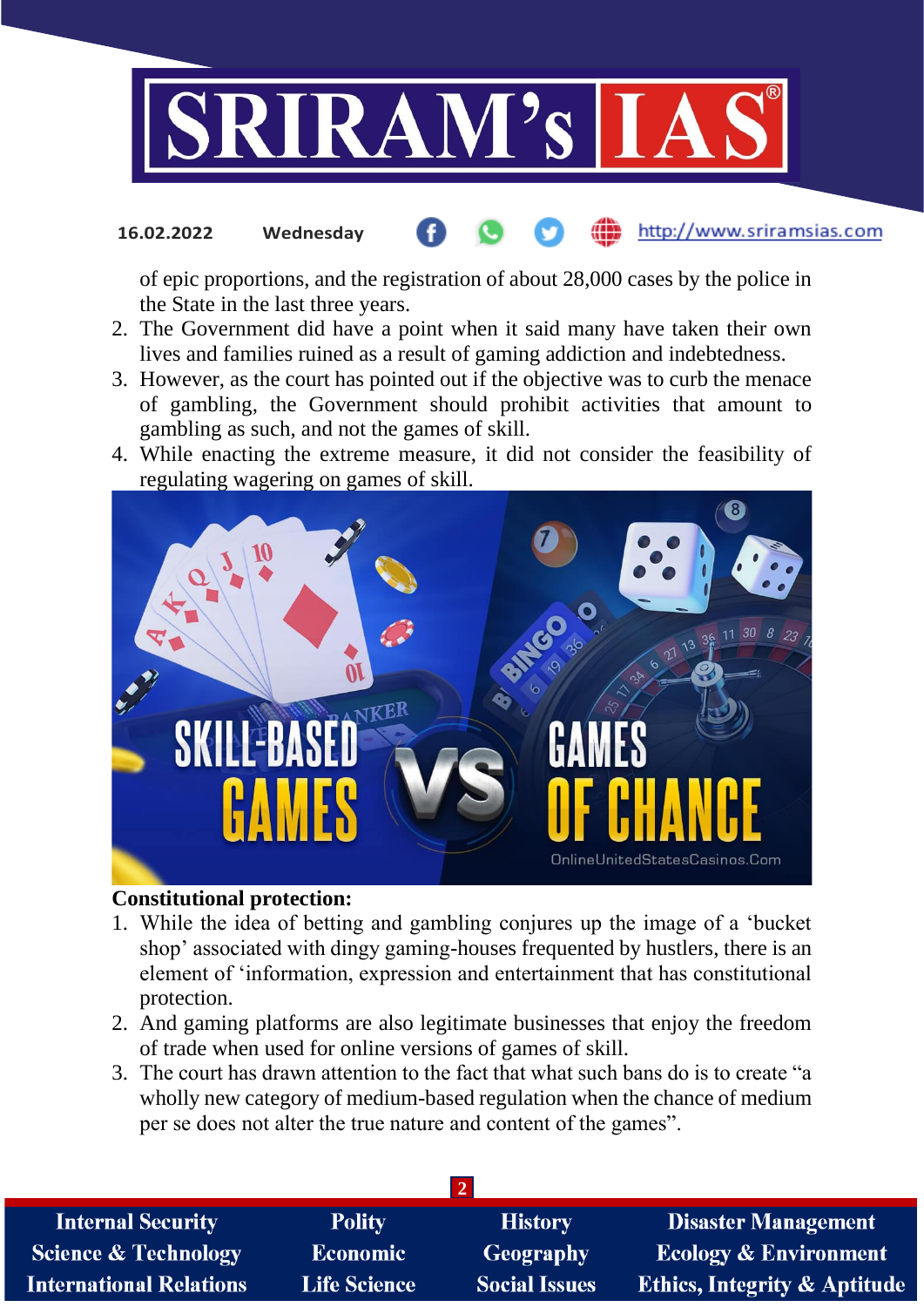of epic proportions, and the registration of about 28,000 cases by the police in the State in the last three years.

2. The Government did have a point when it said many have taken their own lives and families ruined as a result of gaming addiction and indebtedness.
3. However, as the court has pointed out if the objective was to curb the menace of gambling, the Government should prohibit activities that amount to gambling as such, and not the games of skill.
4. While enacting the extreme measure, it did not consider the feasibility of regulating wagering on games of skill.

**Constitutional protection:**

1. While the idea of betting and gambling conjures up the image of a 'bucket shop' associated with dingy gaming-houses frequented by hustlers, there is an element of 'information, expression and entertainment that has constitutional protection.
2. And gaming platforms are also legitimate businesses that enjoy the freedom of trade when used for online versions of games of skill.
3. The court has drawn attention to the fact that what such bans do is to create "a wholly new category of medium-based regulation when the chance of medium per se does not alter the true nature and content of the games".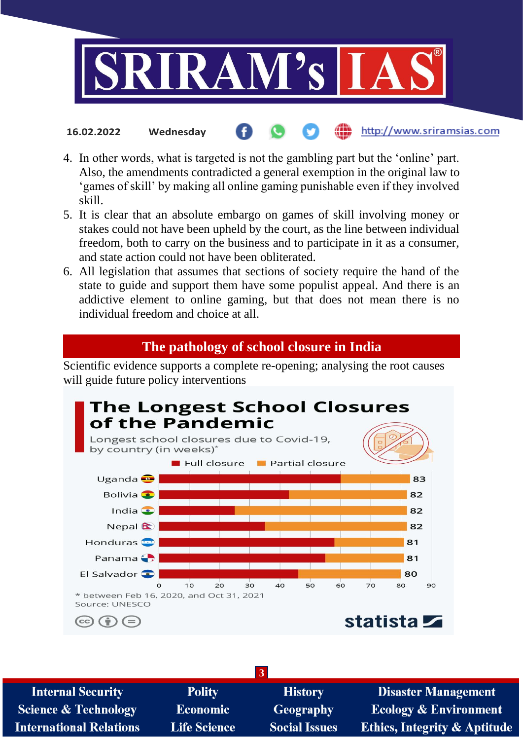4. In other words, what is targeted is not the gambling part but the 'online' part. Also, the amendments contradicted a general exemption in the original law to 'games of skill' by making all online gaming punishable even if they involved skill.
5. It is clear that an absolute embargo on games of skill involving money or stakes could not have been upheld by the court, as the line between individual freedom, both to carry on the business and to participate in it as a consumer, and state action could not have been obliterated.
6. All legislation that assumes that sections of society require the hand of the state to guide and support them have some populist appeal. And there is an addictive element to online gaming, but that does not mean there is no individual freedom and choice at all.

## The pathology of school closure in India

Scientific evidence supports a complete re-opening; analysing the root causes will guide future policy interventions

**The Longest School Closures of the Pandemic**

Longest school closures due to Covid-19, by country (in weeks)*

| Country | Total (weeks) |
|---|---|
| Uganda | 83 |
| Bolivia | 82 |
| India | 82 |
| Nepal | 82 |
| Honduras | 81 |
| Panama | 81 |
| El Salvador | 80 |

Full closure / Partial closure

* between Feb 16, 2020, and Oct 31, 2021

Source: UNESCO

statista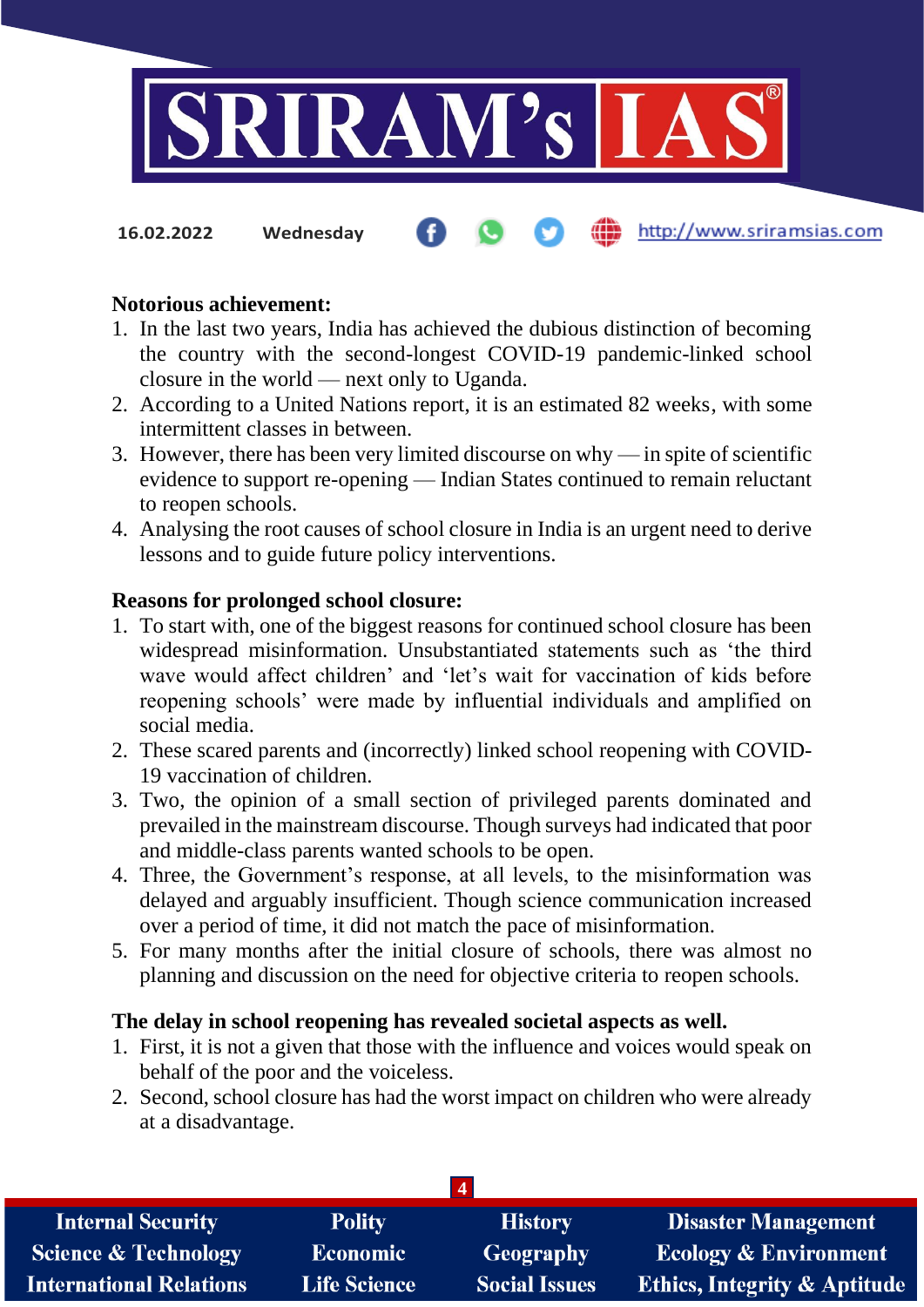**Notorious achievement:**

1. In the last two years, India has achieved the dubious distinction of becoming the country with the second-longest COVID-19 pandemic-linked school closure in the world — next only to Uganda.
2. According to a United Nations report, it is an estimated 82 weeks, with some intermittent classes in between.
3. However, there has been very limited discourse on why — in spite of scientific evidence to support re-opening — Indian States continued to remain reluctant to reopen schools.
4. Analysing the root causes of school closure in India is an urgent need to derive lessons and to guide future policy interventions.

**Reasons for prolonged school closure:**

1. To start with, one of the biggest reasons for continued school closure has been widespread misinformation. Unsubstantiated statements such as 'the third wave would affect children' and 'let's wait for vaccination of kids before reopening schools' were made by influential individuals and amplified on social media.
2. These scared parents and (incorrectly) linked school reopening with COVID-19 vaccination of children.
3. Two, the opinion of a small section of privileged parents dominated and prevailed in the mainstream discourse. Though surveys had indicated that poor and middle-class parents wanted schools to be open.
4. Three, the Government's response, at all levels, to the misinformation was delayed and arguably insufficient. Though science communication increased over a period of time, it did not match the pace of misinformation.
5. For many months after the initial closure of schools, there was almost no planning and discussion on the need for objective criteria to reopen schools.

**The delay in school reopening has revealed societal aspects as well.**

1. First, it is not a given that those with the influence and voices would speak on behalf of the poor and the voiceless.
2. Second, school closure has had the worst impact on children who were already at a disadvantage.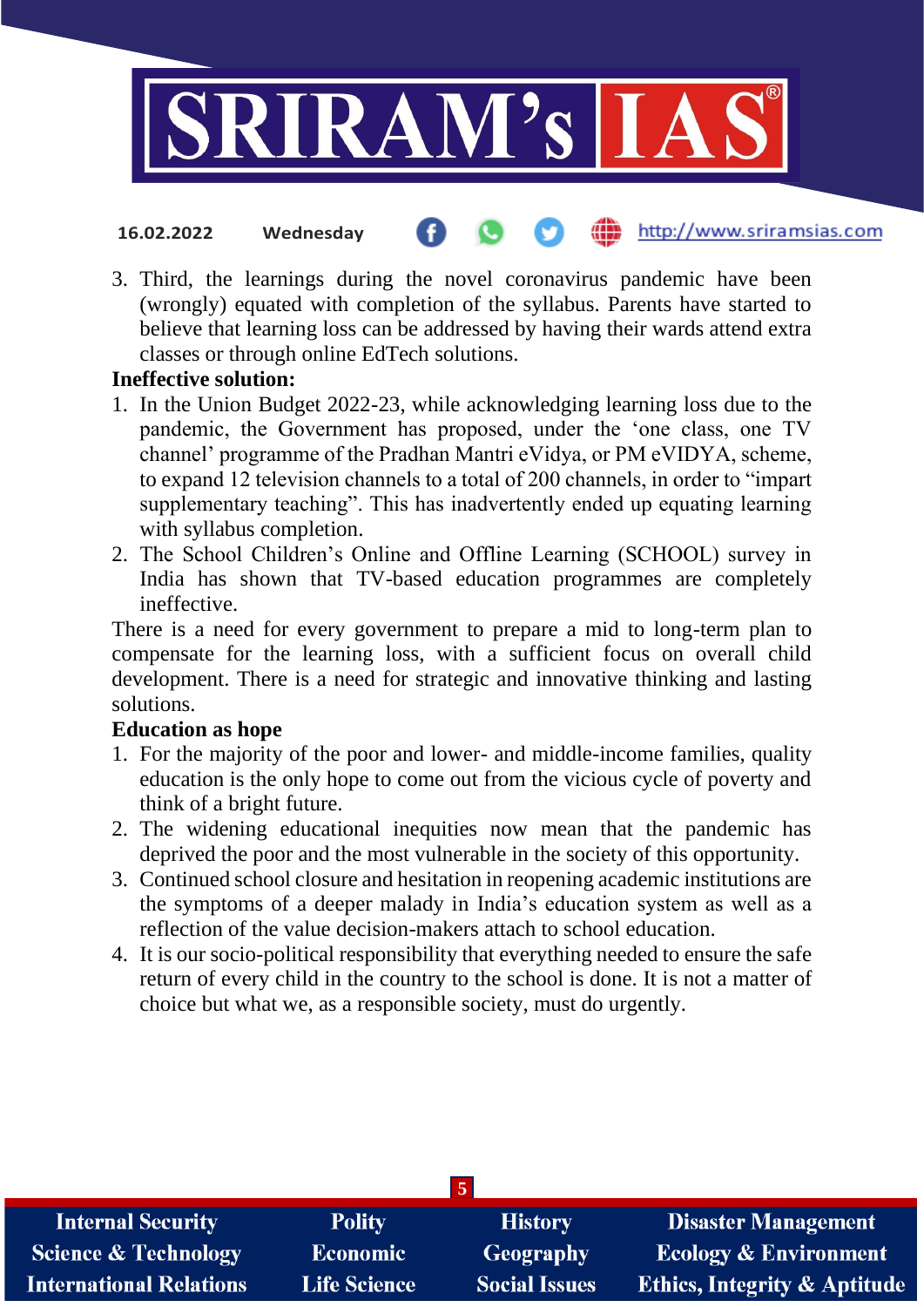3. Third, the learnings during the novel coronavirus pandemic have been (wrongly) equated with completion of the syllabus. Parents have started to believe that learning loss can be addressed by having their wards attend extra classes or through online EdTech solutions.

**Ineffective solution:**

1. In the Union Budget 2022-23, while acknowledging learning loss due to the pandemic, the Government has proposed, under the 'one class, one TV channel' programme of the Pradhan Mantri eVidya, or PM eVIDYA, scheme, to expand 12 television channels to a total of 200 channels, in order to "impart supplementary teaching". This has inadvertently ended up equating learning with syllabus completion.
2. The School Children's Online and Offline Learning (SCHOOL) survey in India has shown that TV-based education programmes are completely ineffective.

There is a need for every government to prepare a mid to long-term plan to compensate for the learning loss, with a sufficient focus on overall child development. There is a need for strategic and innovative thinking and lasting solutions.

**Education as hope**

1. For the majority of the poor and lower- and middle-income families, quality education is the only hope to come out from the vicious cycle of poverty and think of a bright future.
2. The widening educational inequities now mean that the pandemic has deprived the poor and the most vulnerable in the society of this opportunity.
3. Continued school closure and hesitation in reopening academic institutions are the symptoms of a deeper malady in India's education system as well as a reflection of the value decision-makers attach to school education.
4. It is our socio-political responsibility that everything needed to ensure the safe return of every child in the country to the school is done. It is not a matter of choice but what we, as a responsible society, must do urgently.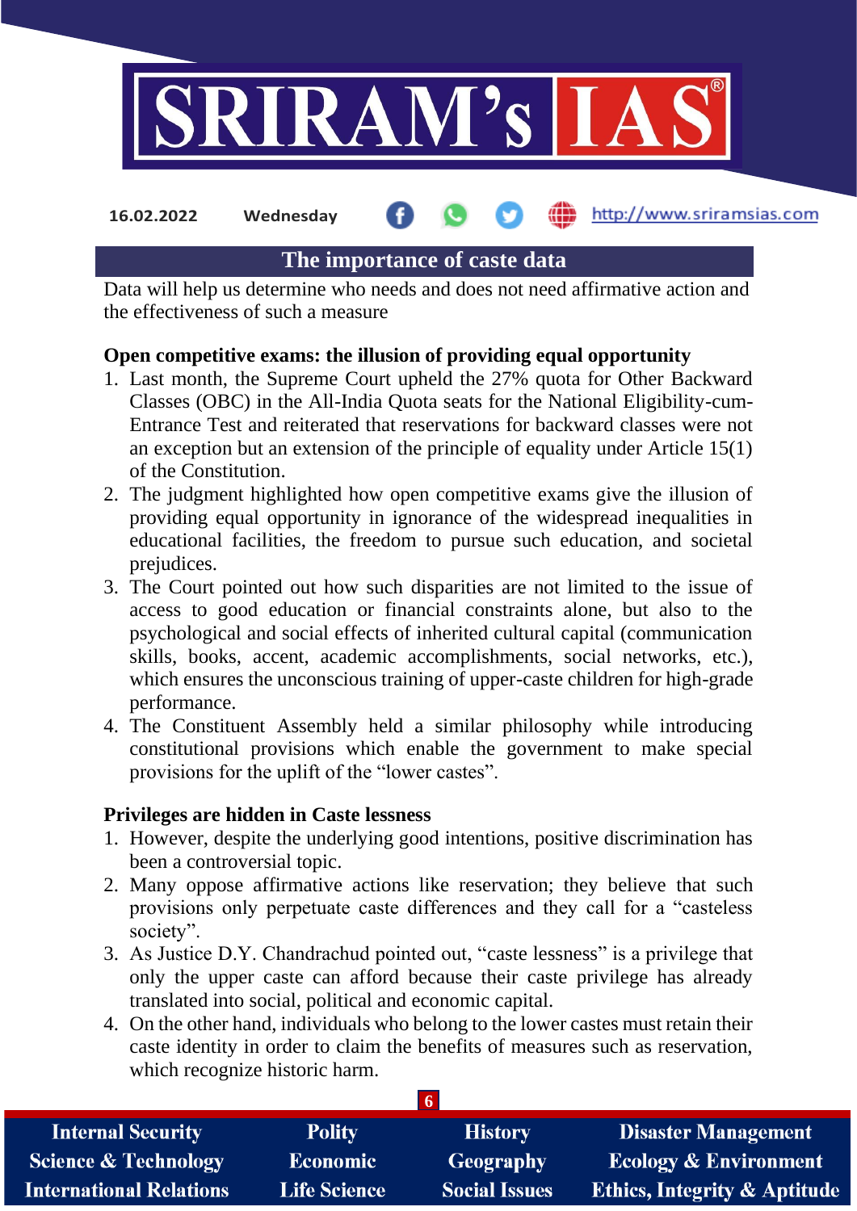# The importance of caste data

Data will help us determine who needs and does not need affirmative action and the effectiveness of such a measure

**Open competitive exams: the illusion of providing equal opportunity**

1. Last month, the Supreme Court upheld the 27% quota for Other Backward Classes (OBC) in the All-India Quota seats for the National Eligibility-cum-Entrance Test and reiterated that reservations for backward classes were not an exception but an extension of the principle of equality under Article 15(1) of the Constitution.
2. The judgment highlighted how open competitive exams give the illusion of providing equal opportunity in ignorance of the widespread inequalities in educational facilities, the freedom to pursue such education, and societal prejudices.
3. The Court pointed out how such disparities are not limited to the issue of access to good education or financial constraints alone, but also to the psychological and social effects of inherited cultural capital (communication skills, books, accent, academic accomplishments, social networks, etc.), which ensures the unconscious training of upper-caste children for high-grade performance.
4. The Constituent Assembly held a similar philosophy while introducing constitutional provisions which enable the government to make special provisions for the uplift of the "lower castes".

**Privileges are hidden in Caste lessness**

1. However, despite the underlying good intentions, positive discrimination has been a controversial topic.
2. Many oppose affirmative actions like reservation; they believe that such provisions only perpetuate caste differences and they call for a "casteless society".
3. As Justice D.Y. Chandrachud pointed out, "caste lessness" is a privilege that only the upper caste can afford because their caste privilege has already translated into social, political and economic capital.
4. On the other hand, individuals who belong to the lower castes must retain their caste identity in order to claim the benefits of measures such as reservation, which recognize historic harm.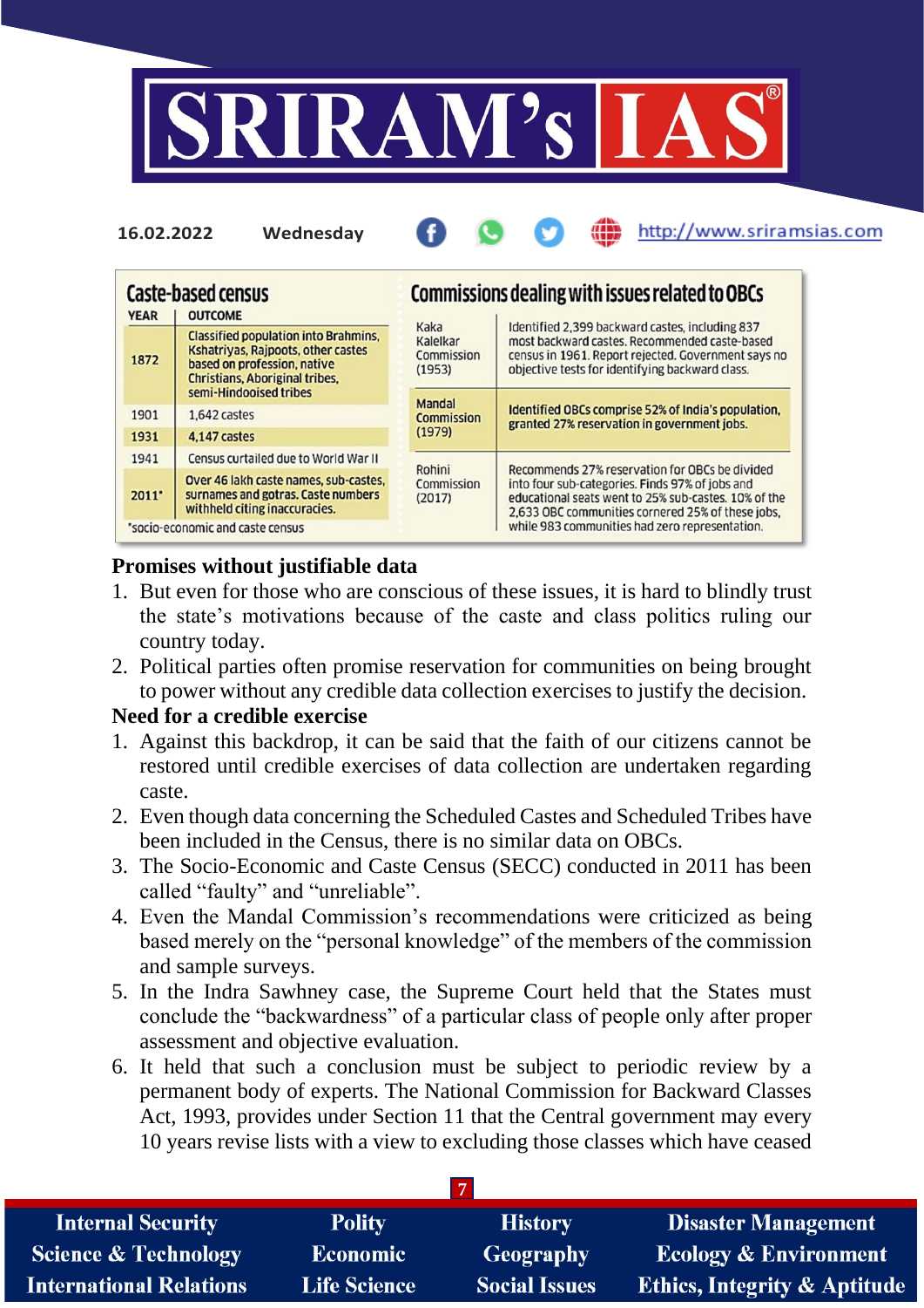## Caste-based census

| YEAR | OUTCOME |
|---|---|
| 1872 | Classified population into Brahmins, Kshatriyas, Rajpoots, other castes based on profession, native Christians, Aboriginal tribes, semi-Hindooised tribes |
| 1901 | 1,642 castes |
| 1931 | 4,147 castes |
| 1941 | Census curtailed due to World War II |
| 2011* | Over 46 lakh caste names, sub-castes, surnames and gotras. Caste numbers withheld citing inaccuracies. |

*socio-economic and caste census

## Commissions dealing with issues related to OBCs

| Commission | Details |
|---|---|
| Kaka Kalelkar Commission (1953) | Identified 2,399 backward castes, including 837 most backward castes. Recommended caste-based census in 1961. Report rejected. Government says no objective tests for identifying backward class. |
| Mandal Commission (1979) | Identified OBCs comprise 52% of India's population, granted 27% reservation in government jobs. |
| Rohini Commission (2017) | Recommends 27% reservation for OBCs be divided into four sub-categories. Finds 97% of jobs and educational seats went to 25% sub-castes. 10% of the 2,633 OBC communities cornered 25% of these jobs, while 983 communities had zero representation. |

**Promises without justifiable data**

1. But even for those who are conscious of these issues, it is hard to blindly trust the state's motivations because of the caste and class politics ruling our country today.
2. Political parties often promise reservation for communities on being brought to power without any credible data collection exercises to justify the decision.

**Need for a credible exercise**

1. Against this backdrop, it can be said that the faith of our citizens cannot be restored until credible exercises of data collection are undertaken regarding caste.
2. Even though data concerning the Scheduled Castes and Scheduled Tribes have been included in the Census, there is no similar data on OBCs.
3. The Socio-Economic and Caste Census (SECC) conducted in 2011 has been called "faulty" and "unreliable".
4. Even the Mandal Commission's recommendations were criticized as being based merely on the "personal knowledge" of the members of the commission and sample surveys.
5. In the Indra Sawhney case, the Supreme Court held that the States must conclude the "backwardness" of a particular class of people only after proper assessment and objective evaluation.
6. It held that such a conclusion must be subject to periodic review by a permanent body of experts. The National Commission for Backward Classes Act, 1993, provides under Section 11 that the Central government may every 10 years revise lists with a view to excluding those classes which have ceased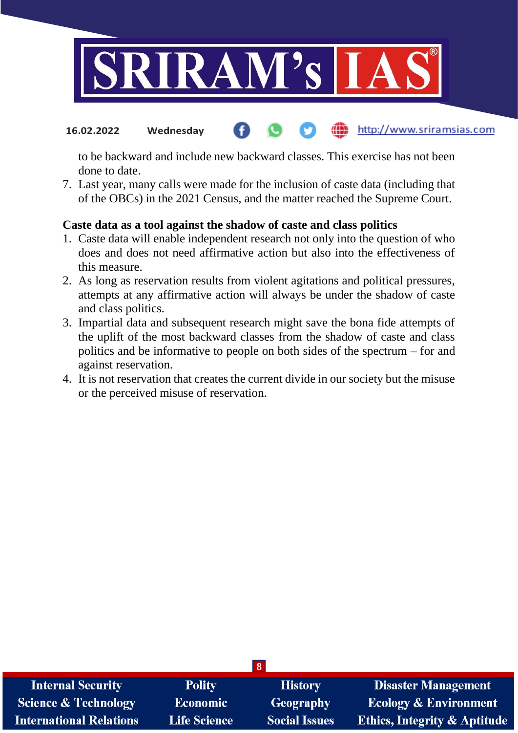to be backward and include new backward classes. This exercise has not been done to date.

7. Last year, many calls were made for the inclusion of caste data (including that of the OBCs) in the 2021 Census, and the matter reached the Supreme Court.

**Caste data as a tool against the shadow of caste and class politics**

1. Caste data will enable independent research not only into the question of who does and does not need affirmative action but also into the effectiveness of this measure.
2. As long as reservation results from violent agitations and political pressures, attempts at any affirmative action will always be under the shadow of caste and class politics.
3. Impartial data and subsequent research might save the bona fide attempts of the uplift of the most backward classes from the shadow of caste and class politics and be informative to people on both sides of the spectrum – for and against reservation.
4. It is not reservation that creates the current divide in our society but the misuse or the perceived misuse of reservation.